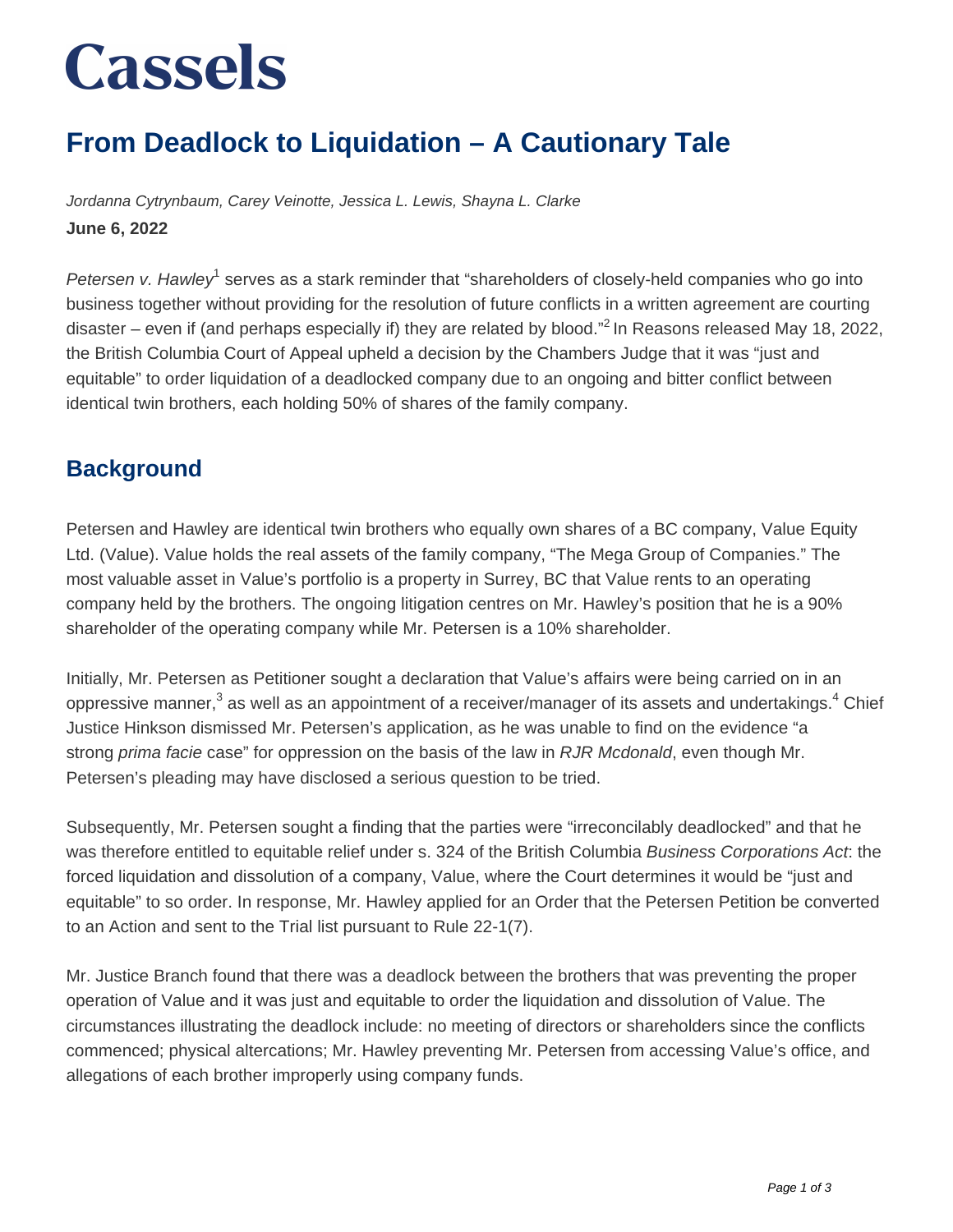# Cassels

## From Deadlock to Liquidation – A Cautionary Tale

*Jordanna Cytrynbaum, Carey Veinotte, Jessica L. Lewis, Shayna L. Clarke*

**June 6, 2022**

*Petersen v. Hawley*[1] serves as a stark reminder that "shareholders of closely-held companies who go into business together without providing for the resolution of future conflicts in a written agreement are courting disaster – even if (and perhaps especially if) they are related by blood."[2] In Reasons released May 18, 2022, the British Columbia Court of Appeal upheld a decision by the Chambers Judge that it was "just and equitable" to order liquidation of a deadlocked company due to an ongoing and bitter conflict between identical twin brothers, each holding 50% of shares of the family company.

## Background

Petersen and Hawley are identical twin brothers who equally own shares of a BC company, Value Equity Ltd. (Value). Value holds the real assets of the family company, "The Mega Group of Companies." The most valuable asset in Value's portfolio is a property in Surrey, BC that Value rents to an operating company held by the brothers. The ongoing litigation centres on Mr. Hawley's position that he is a 90% shareholder of the operating company while Mr. Petersen is a 10% shareholder.

Initially, Mr. Petersen as Petitioner sought a declaration that Value's affairs were being carried on in an oppressive manner,[3] as well as an appointment of a receiver/manager of its assets and undertakings.[4] Chief Justice Hinkson dismissed Mr. Petersen's application, as he was unable to find on the evidence "a strong *prima facie* case" for oppression on the basis of the law in *RJR Mcdonald*, even though Mr. Petersen's pleading may have disclosed a serious question to be tried.

Subsequently, Mr. Petersen sought a finding that the parties were "irreconcilably deadlocked" and that he was therefore entitled to equitable relief under s. 324 of the British Columbia *Business Corporations Act*: the forced liquidation and dissolution of a company, Value, where the Court determines it would be "just and equitable" to so order. In response, Mr. Hawley applied for an Order that the Petersen Petition be converted to an Action and sent to the Trial list pursuant to Rule 22-1(7).

Mr. Justice Branch found that there was a deadlock between the brothers that was preventing the proper operation of Value and it was just and equitable to order the liquidation and dissolution of Value. The circumstances illustrating the deadlock include: no meeting of directors or shareholders since the conflicts commenced; physical altercations; Mr. Hawley preventing Mr. Petersen from accessing Value's office, and allegations of each brother improperly using company funds.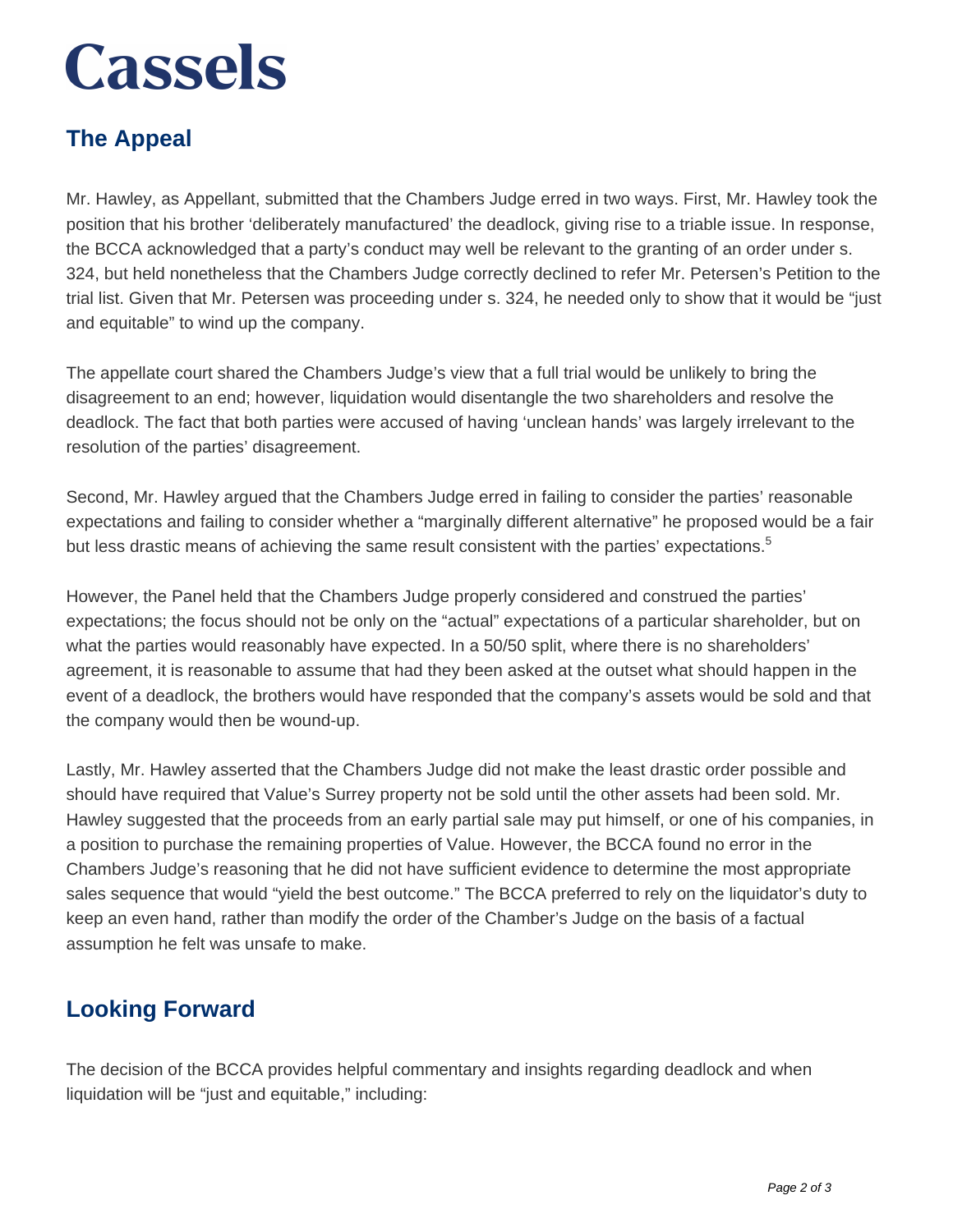## The Appeal

Mr. Hawley, as Appellant, submitted that the Chambers Judge erred in two ways. First, Mr. Hawley took the position that his brother 'deliberately manufactured' the deadlock, giving rise to a triable issue. In response, the BCCA acknowledged that a party's conduct may well be relevant to the granting of an order under s. 324, but held nonetheless that the Chambers Judge correctly declined to refer Mr. Petersen's Petition to the trial list. Given that Mr. Petersen was proceeding under s. 324, he needed only to show that it would be "just and equitable" to wind up the company.

The appellate court shared the Chambers Judge's view that a full trial would be unlikely to bring the disagreement to an end; however, liquidation would disentangle the two shareholders and resolve the deadlock. The fact that both parties were accused of having 'unclean hands' was largely irrelevant to the resolution of the parties' disagreement.

Second, Mr. Hawley argued that the Chambers Judge erred in failing to consider the parties' reasonable expectations and failing to consider whether a "marginally different alternative" he proposed would be a fair but less drastic means of achieving the same result consistent with the parties' expectations.[5]

However, the Panel held that the Chambers Judge properly considered and construed the parties' expectations; the focus should not be only on the "actual" expectations of a particular shareholder, but on what the parties would reasonably have expected. In a 50/50 split, where there is no shareholders' agreement, it is reasonable to assume that had they been asked at the outset what should happen in the event of a deadlock, the brothers would have responded that the company's assets would be sold and that the company would then be wound-up.

Lastly, Mr. Hawley asserted that the Chambers Judge did not make the least drastic order possible and should have required that Value's Surrey property not be sold until the other assets had been sold. Mr. Hawley suggested that the proceeds from an early partial sale may put himself, or one of his companies, in a position to purchase the remaining properties of Value. However, the BCCA found no error in the Chambers Judge's reasoning that he did not have sufficient evidence to determine the most appropriate sales sequence that would "yield the best outcome." The BCCA preferred to rely on the liquidator's duty to keep an even hand, rather than modify the order of the Chamber's Judge on the basis of a factual assumption he felt was unsafe to make.

## Looking Forward

The decision of the BCCA provides helpful commentary and insights regarding deadlock and when liquidation will be "just and equitable," including: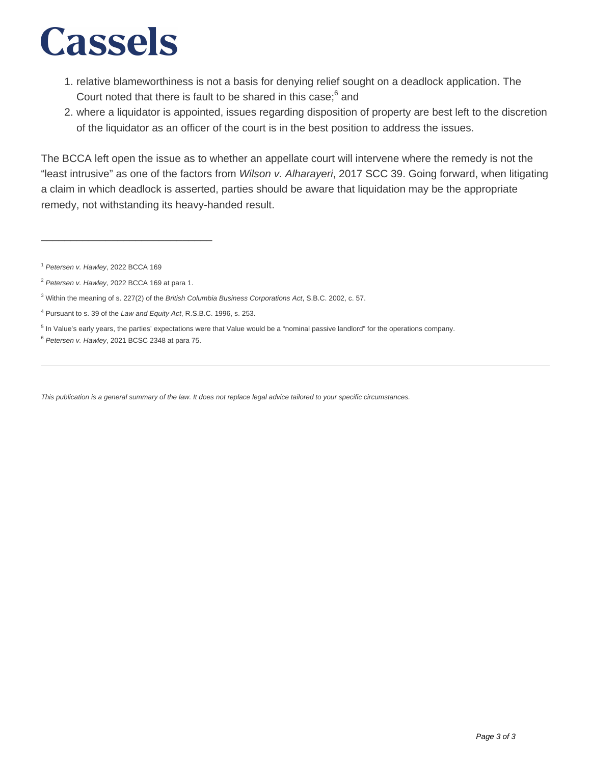1. relative blameworthiness is not a basis for denying relief sought on a deadlock application. The Court noted that there is fault to be shared in this case;[6] and
2. where a liquidator is appointed, issues regarding disposition of property are best left to the discretion of the liquidator as an officer of the court is in the best position to address the issues.

The BCCA left open the issue as to whether an appellate court will intervene where the remedy is not the "least intrusive" as one of the factors from *Wilson v. Alharayeri*, 2017 SCC 39. Going forward, when litigating a claim in which deadlock is asserted, parties should be aware that liquidation may be the appropriate remedy, not withstanding its heavy-handed result.

---

[1] *Petersen v. Hawley*, 2022 BCCA 169

[2] *Petersen v. Hawley*, 2022 BCCA 169 at para 1.

[3] Within the meaning of s. 227(2) of the *British Columbia Business Corporations Act*, S.B.C. 2002, c. 57.

[4] Pursuant to s. 39 of the *Law and Equity Act*, R.S.B.C. 1996, s. 253.

[5] In Value's early years, the parties' expectations were that Value would be a "nominal passive landlord" for the operations company.

[6] *Petersen v. Hawley*, 2021 BCSC 2348 at para 75.

---

*This publication is a general summary of the law. It does not replace legal advice tailored to your specific circumstances.*